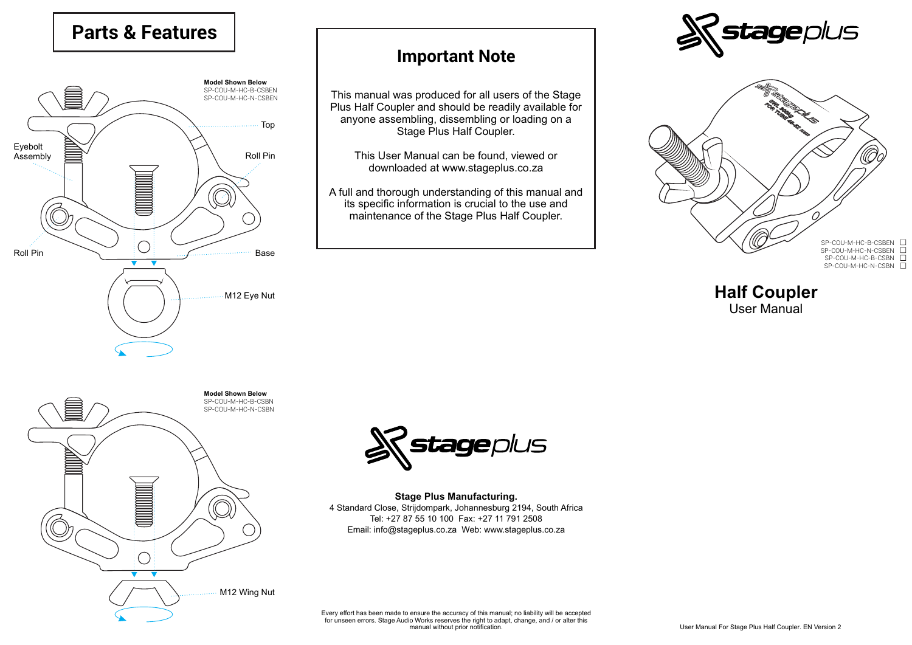# Parts & Features

**Model Shown Below**
SP-COU-M-HC-B-CSBEN
SP-COU-M-HC-N-CSBEN

Top

Eyebolt Assembly

Roll Pin

Roll Pin

Base

M12 Eye Nut

**Model Shown Below**
SP-COU-M-HC-B-CSBN
SP-COU-M-HC-N-CSBN

M12 Wing Nut

## Important Note

This manual was produced for all users of the Stage Plus Half Coupler and should be readily available for anyone assembling, dissembling or loading on a Stage Plus Half Coupler.

This User Manual can be found, viewed or downloaded at www.stageplus.co.za

A full and thorough understanding of this manual and its specific information is crucial to the use and maintenance of the Stage Plus Half Coupler.

**Stage Plus Manufacturing.**
4 Standard Close, Strijdompark, Johannesburg 2194, South Africa
Tel: +27 87 55 10 100 Fax: +27 11 791 2508
Email: info@stageplus.co.za Web: www.stageplus.co.za

Every effort has been made to ensure the accuracy of this manual; no liability will be accepted for unseen errors. Stage Audio Works reserves the right to adapt, change, and / or alter this manual without prior notification.

stageplus

- SP-COU-M-HC-B-CSBEN ☐
- SP-COU-M-HC-N-CSBEN ☐
- SP-COU-M-HC-B-CSBN ☐
- SP-COU-M-HC-N-CSBN ☐

# Half Coupler
User Manual

User Manual For Stage Plus Half Coupler. EN Version 2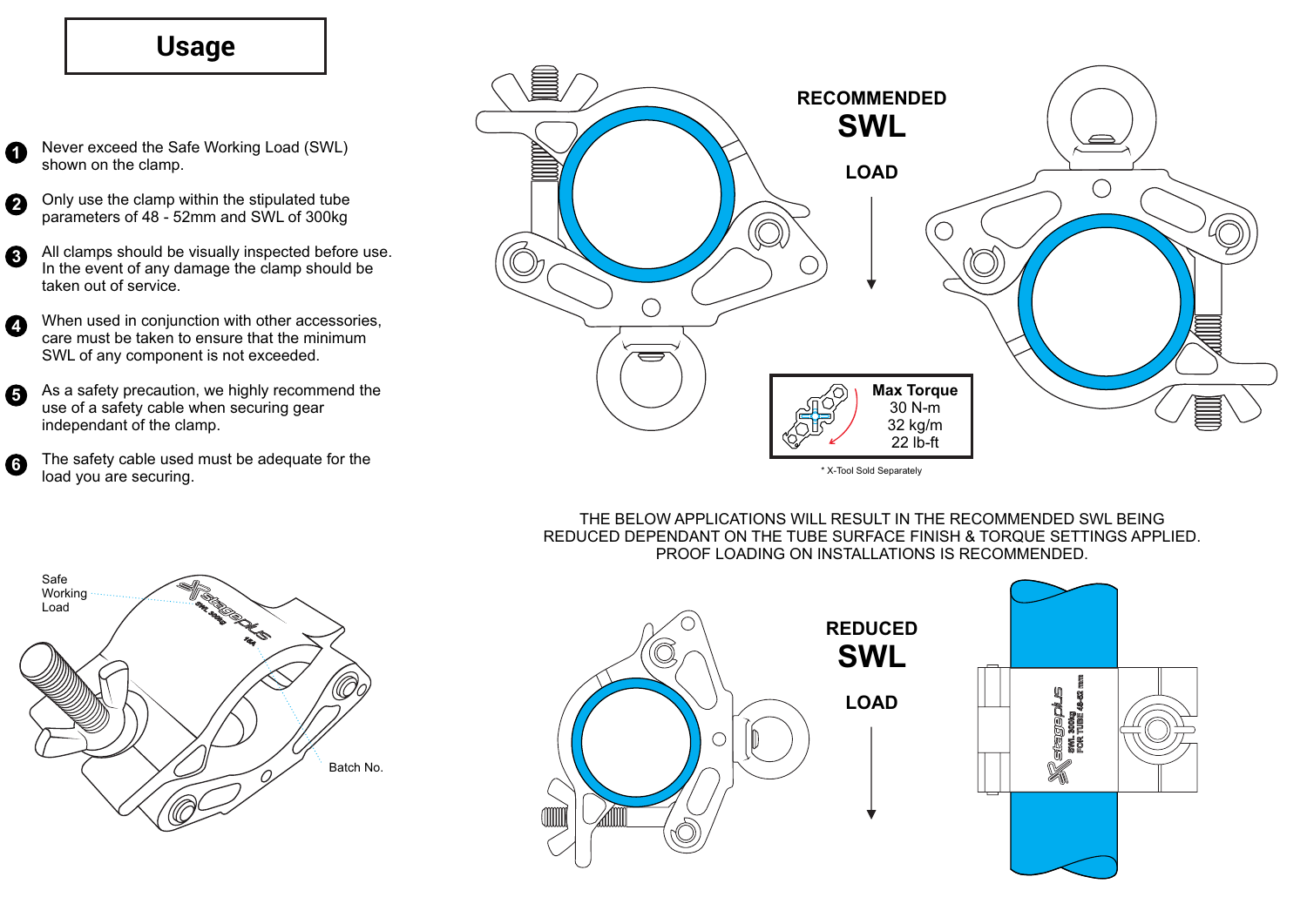# Usage

1. Never exceed the Safe Working Load (SWL) shown on the clamp.
2. Only use the clamp within the stipulated tube parameters of 48 - 52mm and SWL of 300kg
3. All clamps should be visually inspected before use. In the event of any damage the clamp should be taken out of service.
4. When used in conjunction with other accessories, care must be taken to ensure that the minimum SWL of any component is not exceeded.
5. As a safety precaution, we highly recommend the use of a safety cable when securing gear independant of the clamp.
6. The safety cable used must be adequate for the load you are securing.

Safe Working Load

Batch No.

RECOMMENDED

**SWL**

LOAD

**Max Torque**
30 N-m
32 kg/m
22 lb-ft

* X-Tool Sold Separately

THE BELOW APPLICATIONS WILL RESULT IN THE RECOMMENDED SWL BEING REDUCED DEPENDANT ON THE TUBE SURFACE FINISH & TORQUE SETTINGS APPLIED. PROOF LOADING ON INSTALLATIONS IS RECOMMENDED.

REDUCED

**SWL**

LOAD